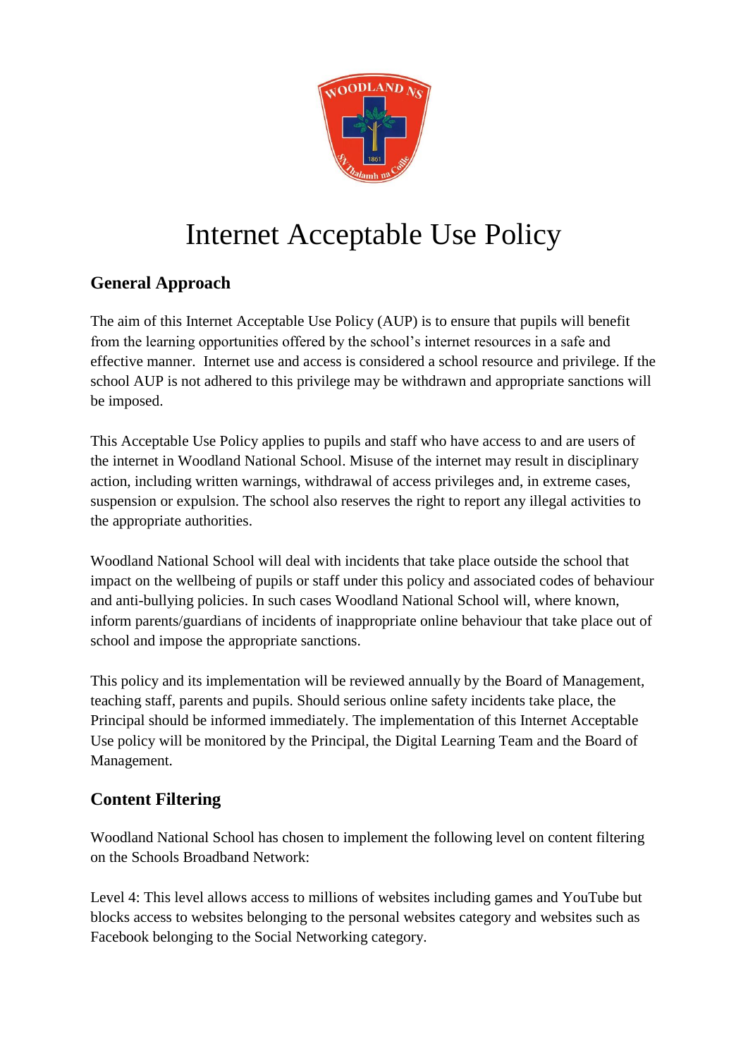# Internet Acceptable Use Policy

## General Approach

The aim of this Internet Acceptable Use Policy (AUP) is to ensure that pupils will benefit from the learning opportunities offered by the school's internet resources in a safe and effective manner. Internet use and access is considered a school resource and privilege. If the school AUP is not adhered to this privilege may be withdrawn and appropriate sanctions will be imposed.

This Acceptable Use Policy applies to pupils and staff who have access to and are users of the internet in Woodland National School. Misuse of the internet may result in disciplinary action, including written warnings, withdrawal of access privileges and, in extreme cases, suspension or expulsion. The school also reserves the right to report any illegal activities to the appropriate authorities.

Woodland National School will deal with incidents that take place outside the school that impact on the wellbeing of pupils or staff under this policy and associated codes of behaviour and anti-bullying policies. In such cases Woodland National School will, where known, inform parents/guardians of incidents of inappropriate online behaviour that take place out of school and impose the appropriate sanctions.

This policy and its implementation will be reviewed annually by the Board of Management, teaching staff, parents and pupils. Should serious online safety incidents take place, the Principal should be informed immediately. The implementation of this Internet Acceptable Use policy will be monitored by the Principal, the Digital Learning Team and the Board of Management.

## Content Filtering

Woodland National School has chosen to implement the following level on content filtering on the Schools Broadband Network:

Level 4: This level allows access to millions of websites including games and YouTube but blocks access to websites belonging to the personal websites category and websites such as Facebook belonging to the Social Networking category.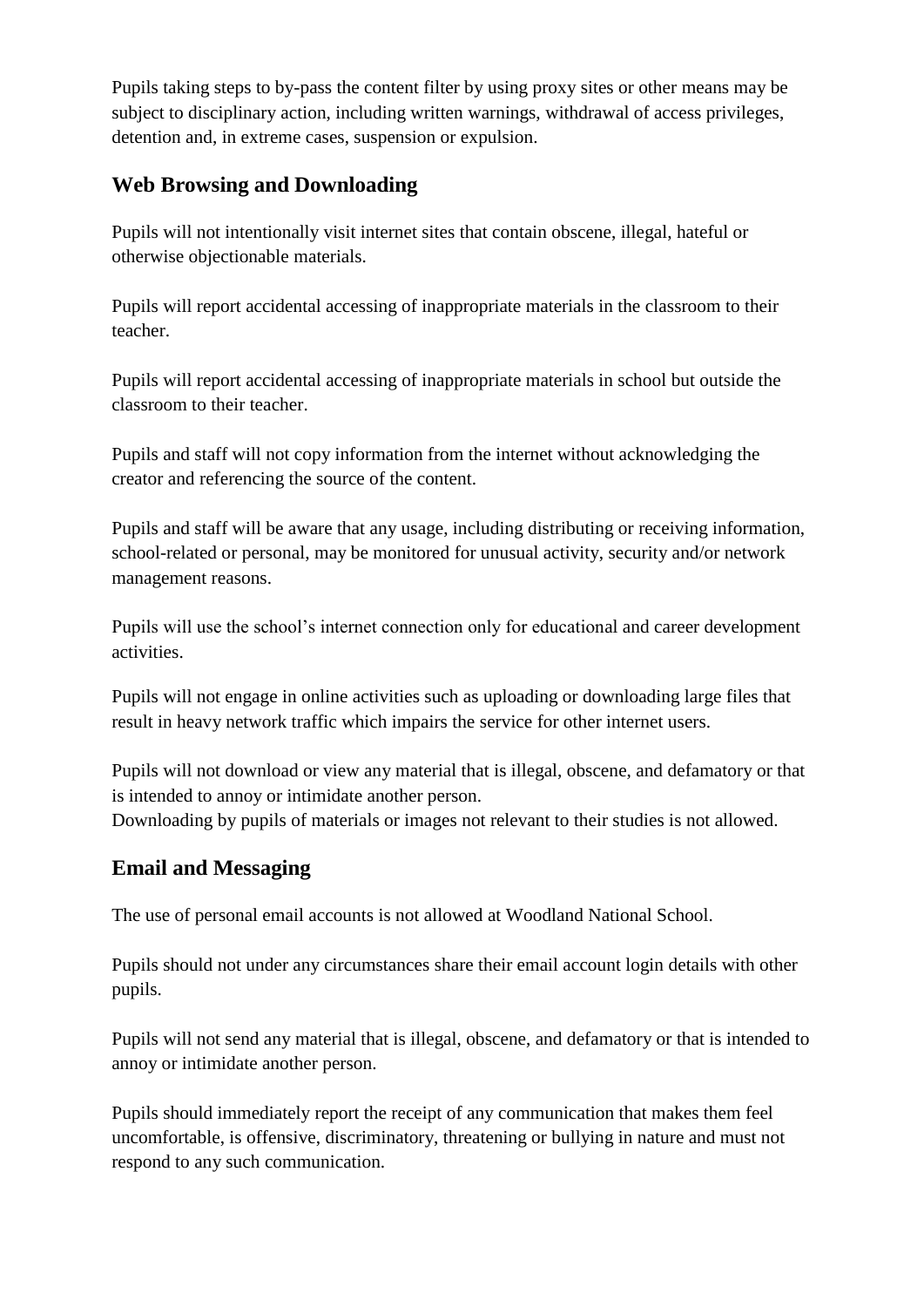Pupils taking steps to by-pass the content filter by using proxy sites or other means may be subject to disciplinary action, including written warnings, withdrawal of access privileges, detention and, in extreme cases, suspension or expulsion.

## Web Browsing and Downloading

Pupils will not intentionally visit internet sites that contain obscene, illegal, hateful or otherwise objectionable materials.

Pupils will report accidental accessing of inappropriate materials in the classroom to their teacher.

Pupils will report accidental accessing of inappropriate materials in school but outside the classroom to their teacher.

Pupils and staff will not copy information from the internet without acknowledging the creator and referencing the source of the content.

Pupils and staff will be aware that any usage, including distributing or receiving information, school-related or personal, may be monitored for unusual activity, security and/or network management reasons.

Pupils will use the school's internet connection only for educational and career development activities.

Pupils will not engage in online activities such as uploading or downloading large files that result in heavy network traffic which impairs the service for other internet users.

Pupils will not download or view any material that is illegal, obscene, and defamatory or that is intended to annoy or intimidate another person.
Downloading by pupils of materials or images not relevant to their studies is not allowed.

## Email and Messaging

The use of personal email accounts is not allowed at Woodland National School.

Pupils should not under any circumstances share their email account login details with other pupils.

Pupils will not send any material that is illegal, obscene, and defamatory or that is intended to annoy or intimidate another person.

Pupils should immediately report the receipt of any communication that makes them feel uncomfortable, is offensive, discriminatory, threatening or bullying in nature and must not respond to any such communication.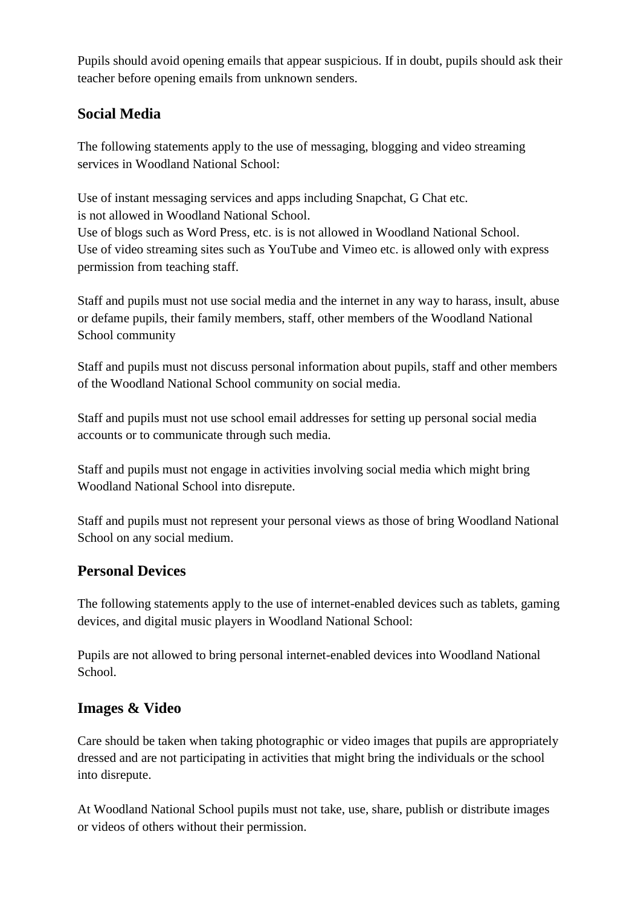Pupils should avoid opening emails that appear suspicious. If in doubt, pupils should ask their teacher before opening emails from unknown senders.

## Social Media

The following statements apply to the use of messaging, blogging and video streaming services in Woodland National School:

Use of instant messaging services and apps including Snapchat, G Chat etc. is not allowed in Woodland National School.
Use of blogs such as Word Press, etc. is is not allowed in Woodland National School.
Use of video streaming sites such as YouTube and Vimeo etc. is allowed only with express permission from teaching staff.

Staff and pupils must not use social media and the internet in any way to harass, insult, abuse or defame pupils, their family members, staff, other members of the Woodland National School community

Staff and pupils must not discuss personal information about pupils, staff and other members of the Woodland National School community on social media.

Staff and pupils must not use school email addresses for setting up personal social media accounts or to communicate through such media.

Staff and pupils must not engage in activities involving social media which might bring Woodland National School into disrepute.

Staff and pupils must not represent your personal views as those of bring Woodland National School on any social medium.

## Personal Devices

The following statements apply to the use of internet-enabled devices such as tablets, gaming devices, and digital music players in Woodland National School:

Pupils are not allowed to bring personal internet-enabled devices into Woodland National School.

## Images & Video

Care should be taken when taking photographic or video images that pupils are appropriately dressed and are not participating in activities that might bring the individuals or the school into disrepute.

At Woodland National School pupils must not take, use, share, publish or distribute images or videos of others without their permission.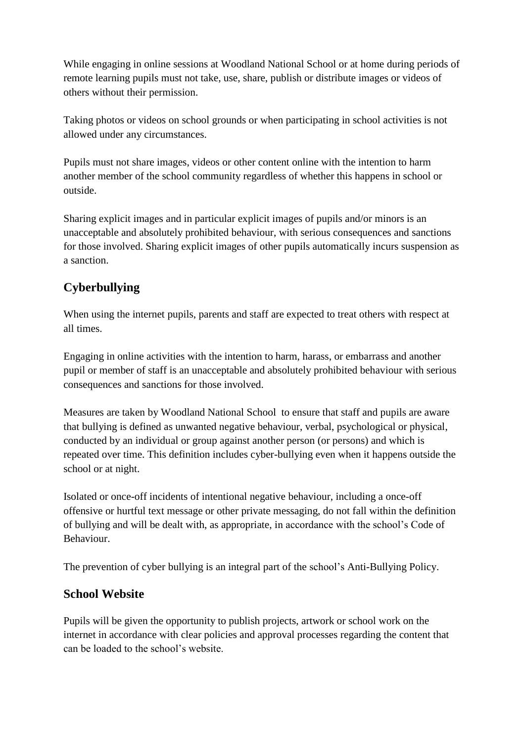While engaging in online sessions at Woodland National School or at home during periods of remote learning pupils must not take, use, share, publish or distribute images or videos of others without their permission.

Taking photos or videos on school grounds or when participating in school activities is not allowed under any circumstances.

Pupils must not share images, videos or other content online with the intention to harm another member of the school community regardless of whether this happens in school or outside.

Sharing explicit images and in particular explicit images of pupils and/or minors is an unacceptable and absolutely prohibited behaviour, with serious consequences and sanctions for those involved. Sharing explicit images of other pupils automatically incurs suspension as a sanction.

## Cyberbullying

When using the internet pupils, parents and staff are expected to treat others with respect at all times.

Engaging in online activities with the intention to harm, harass, or embarrass and another pupil or member of staff is an unacceptable and absolutely prohibited behaviour with serious consequences and sanctions for those involved.

Measures are taken by Woodland National School to ensure that staff and pupils are aware that bullying is defined as unwanted negative behaviour, verbal, psychological or physical, conducted by an individual or group against another person (or persons) and which is repeated over time. This definition includes cyber-bullying even when it happens outside the school or at night.

Isolated or once-off incidents of intentional negative behaviour, including a once-off offensive or hurtful text message or other private messaging, do not fall within the definition of bullying and will be dealt with, as appropriate, in accordance with the school's Code of Behaviour.

The prevention of cyber bullying is an integral part of the school's Anti-Bullying Policy.

## School Website

Pupils will be given the opportunity to publish projects, artwork or school work on the internet in accordance with clear policies and approval processes regarding the content that can be loaded to the school's website.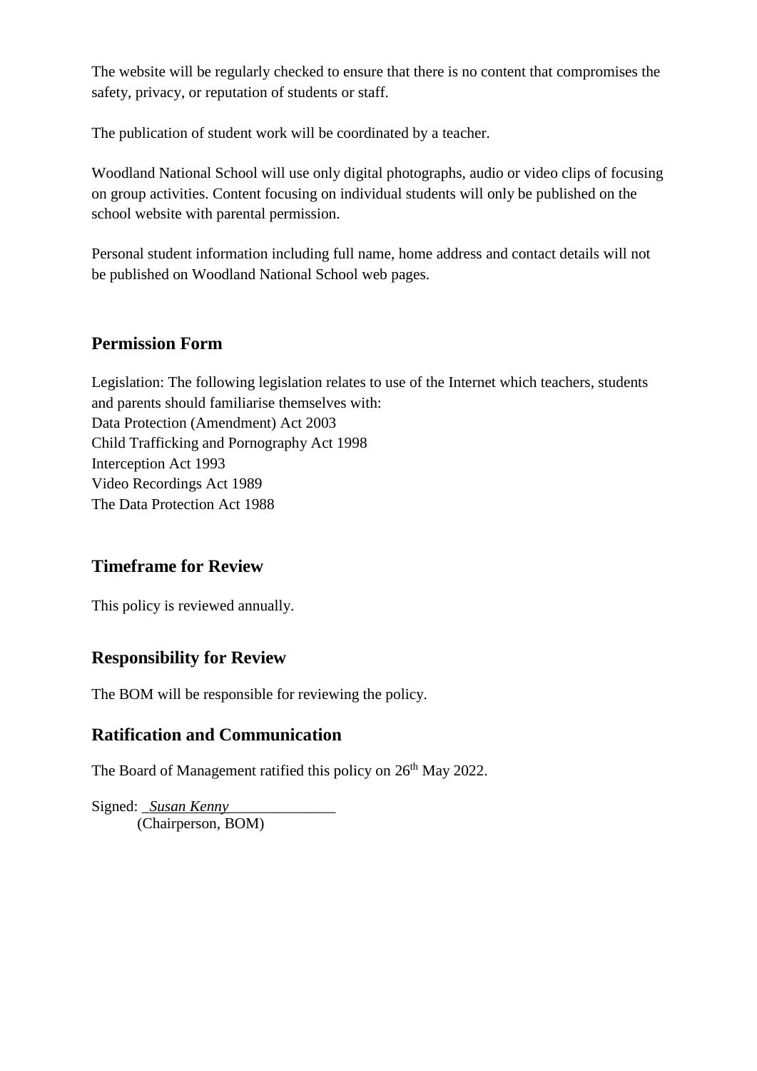The website will be regularly checked to ensure that there is no content that compromises the safety, privacy, or reputation of students or staff.

The publication of student work will be coordinated by a teacher.

Woodland National School will use only digital photographs, audio or video clips of focusing on group activities. Content focusing on individual students will only be published on the school website with parental permission.

Personal student information including full name, home address and contact details will not be published on Woodland National School web pages.

## Permission Form

Legislation: The following legislation relates to use of the Internet which teachers, students and parents should familiarise themselves with:
Data Protection (Amendment) Act 2003
Child Trafficking and Pornography Act 1998
Interception Act 1993
Video Recordings Act 1989
The Data Protection Act 1988

## Timeframe for Review

This policy is reviewed annually.

## Responsibility for Review

The BOM will be responsible for reviewing the policy.

## Ratification and Communication

The Board of Management ratified this policy on 26th May 2022.

Signed: _*Susan Kenny*_______________
(Chairperson, BOM)